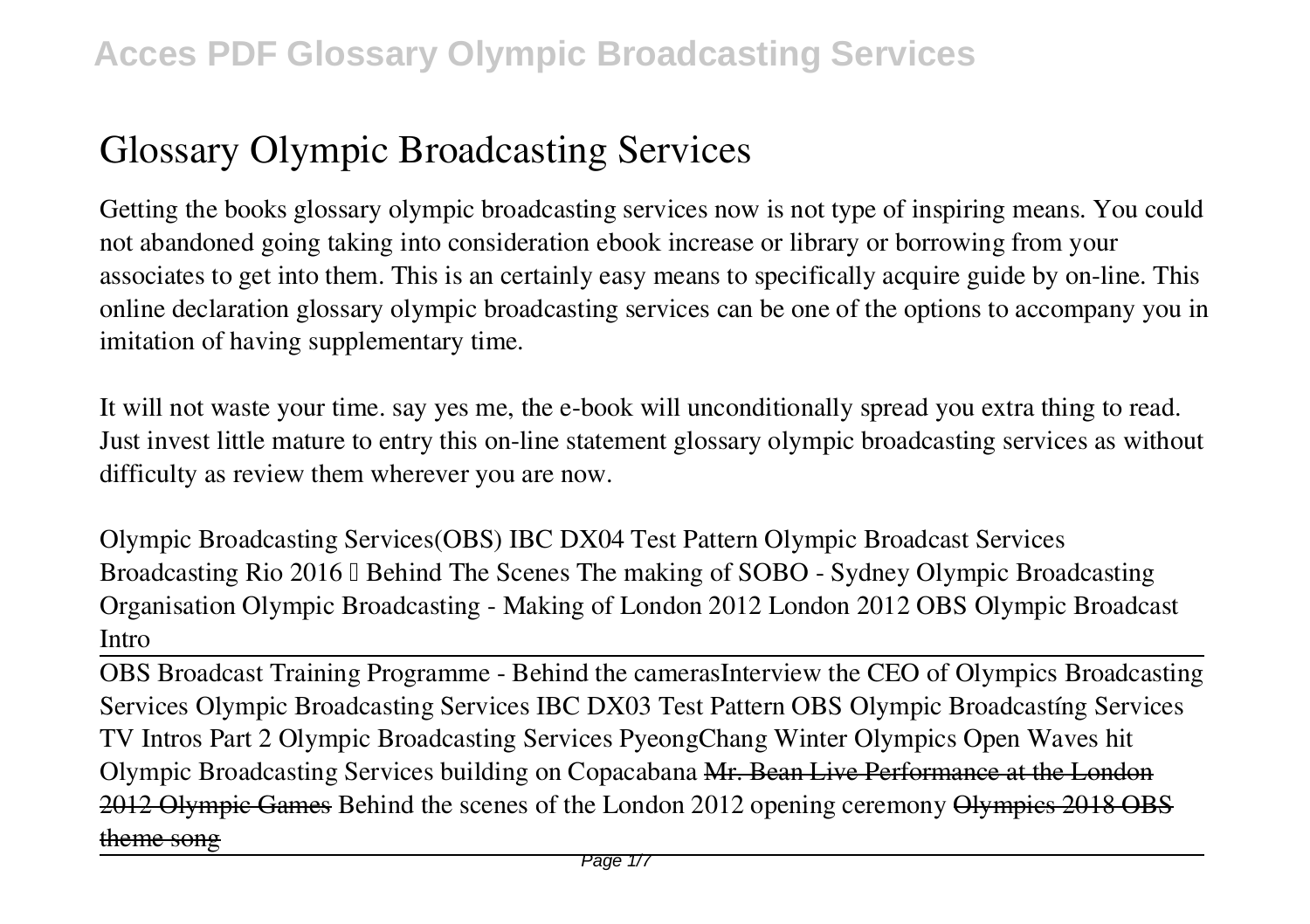# Glossary Olympic Broadcasting Services

Getting the books glossary olympic broadcasting services now is not type of inspiring means. You could not abandoned going taking into consideration ebook increase or library or borrowing from your associates to get into them. This is an certainly easy means to specifically acquire guide by on-line. This online declaration glossary olympic broadcasting services can be one of the options to accompany you in imitation of having supplementary time.

It will not waste your time. say yes me, the e-book will unconditionally spread you extra thing to read. Just invest little mature to entry this on-line statement glossary olympic broadcasting services as without difficulty as review them wherever you are now.

*Olympic Broadcasting Services(OBS) IBC DX04 Test Pattern* *Olympic Broadcast Services Broadcasting Rio 2016 – Behind The Scenes* *The making of SOBO - Sydney Olympic Broadcasting Organisation* *Olympic Broadcasting - Making of London 2012* *London 2012 OBS Olympic Broadcast Intro*

OBS Broadcast Training Programme - Behind the cameras*Interview the CEO of Olympics Broadcasting Services* *Olympic Broadcasting Services IBC DX03 Test Pattern* *OBS Olympic Broadcastíng Services TV Intros Part 2* *Olympic Broadcasting Services PyeongChang Winter Olympics* *Open Waves hit Olympic Broadcasting Services building on Copacabana* ~~Mr. Bean Live Performance at the London 2012 Olympic Games~~ *Behind the scenes of the London 2012 opening ceremony* ~~Olympics 2018 OBS theme song~~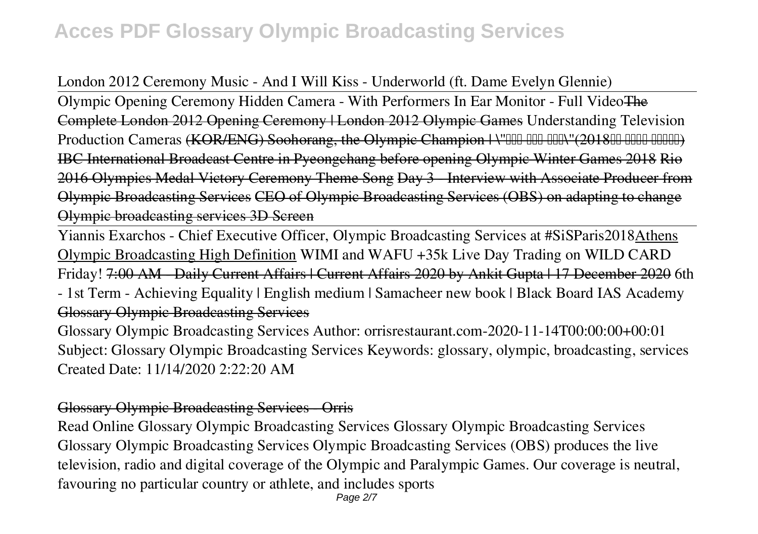London 2012 Ceremony Music - And I Will Kiss - Underworld (ft. Dame Evelyn Glennie)

Olympic Opening Ceremony Hidden Camera - With Performers In Ear Monitor - Full Video~~The Complete London 2012 Opening Ceremony | London 2012 Olympic Games~~ Understanding Television Production Cameras ~~(KOR/ENG) Soohorang, the Olympic Champion | \"□□□ □□□ □□□\"(2018□□ □□□□ □□□□□) IBC International Broadcast Centre in Pyeongchang before opening Olympic Winter Games 2018 Rio 2016 Olympics Medal Victory Ceremony Theme Song Day 3 - Interview with Associate Producer from Olympic Broadcasting Services CEO of Olympic Broadcasting Services (OBS) on adapting to change Olympic broadcasting services 3D Screen~~

Yiannis Exarchos - Chief Executive Officer, Olympic Broadcasting Services at #SiSParis2018Athens Olympic Broadcasting High Definition WIMI and WAFU +35k Live Day Trading on WILD CARD Friday! ~~7:00 AM - Daily Current Affairs | Current Affairs 2020 by Ankit Gupta | 17 December 2020~~ 6th - 1st Term - Achieving Equality | English medium | Samacheer new book | Black Board IAS Academy ~~Glossary Olympic Broadcasting Services~~

Glossary Olympic Broadcasting Services Author: orrisrestaurant.com-2020-11-14T00:00:00+00:01 Subject: Glossary Olympic Broadcasting Services Keywords: glossary, olympic, broadcasting, services Created Date: 11/14/2020 2:22:20 AM

~~Glossary Olympic Broadcasting Services - Orris~~

Read Online Glossary Olympic Broadcasting Services Glossary Olympic Broadcasting Services Glossary Olympic Broadcasting Services Olympic Broadcasting Services (OBS) produces the live television, radio and digital coverage of the Olympic and Paralympic Games. Our coverage is neutral, favouring no particular country or athlete, and includes sports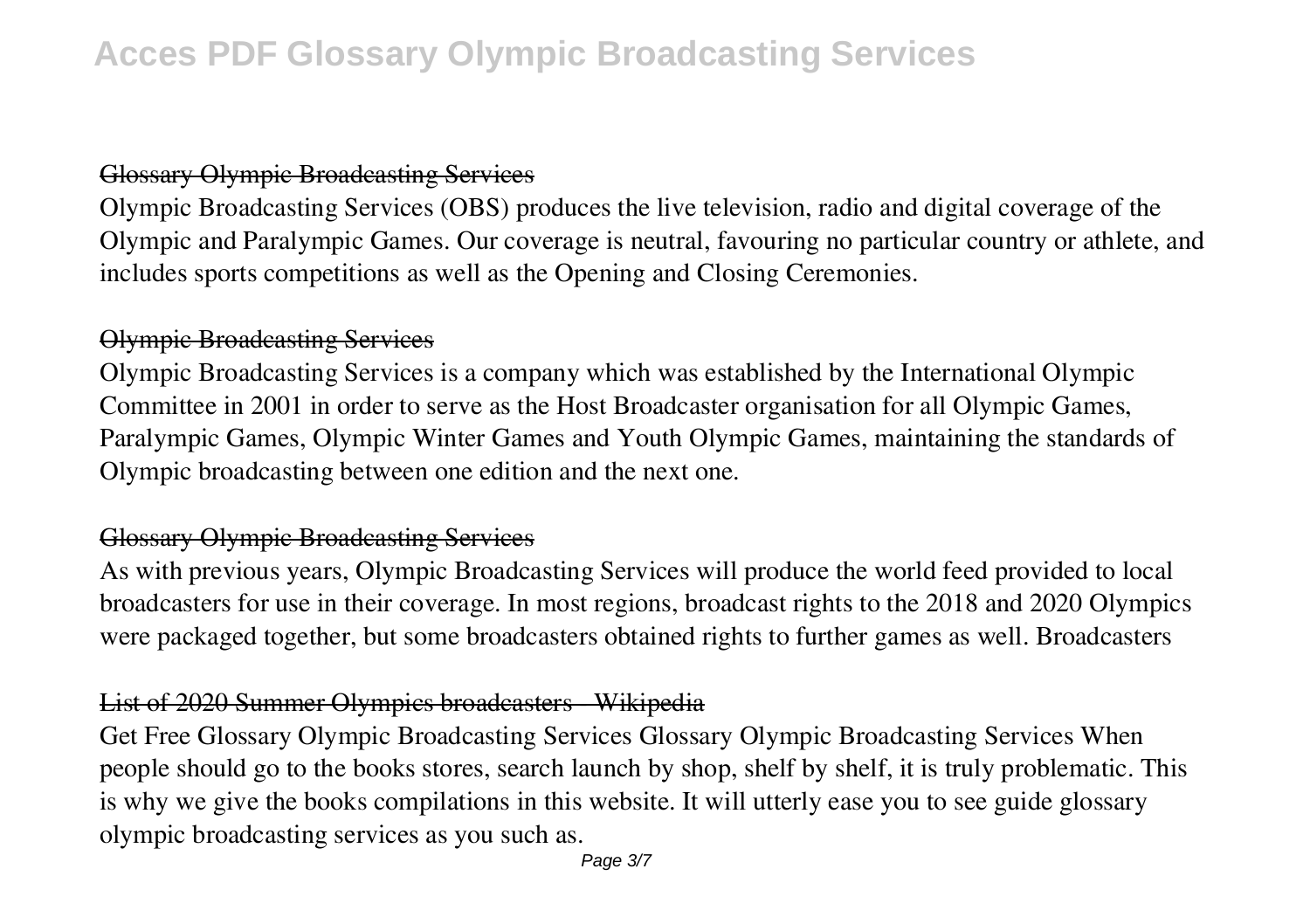## Glossary Olympic Broadcasting Services

Olympic Broadcasting Services (OBS) produces the live television, radio and digital coverage of the Olympic and Paralympic Games. Our coverage is neutral, favouring no particular country or athlete, and includes sports competitions as well as the Opening and Closing Ceremonies.

## Olympic Broadcasting Services

Olympic Broadcasting Services is a company which was established by the International Olympic Committee in 2001 in order to serve as the Host Broadcaster organisation for all Olympic Games, Paralympic Games, Olympic Winter Games and Youth Olympic Games, maintaining the standards of Olympic broadcasting between one edition and the next one.

## Glossary Olympic Broadcasting Services

As with previous years, Olympic Broadcasting Services will produce the world feed provided to local broadcasters for use in their coverage. In most regions, broadcast rights to the 2018 and 2020 Olympics were packaged together, but some broadcasters obtained rights to further games as well. Broadcasters

## List of 2020 Summer Olympics broadcasters - Wikipedia

Get Free Glossary Olympic Broadcasting Services Glossary Olympic Broadcasting Services When people should go to the books stores, search launch by shop, shelf by shelf, it is truly problematic. This is why we give the books compilations in this website. It will utterly ease you to see guide glossary olympic broadcasting services as you such as.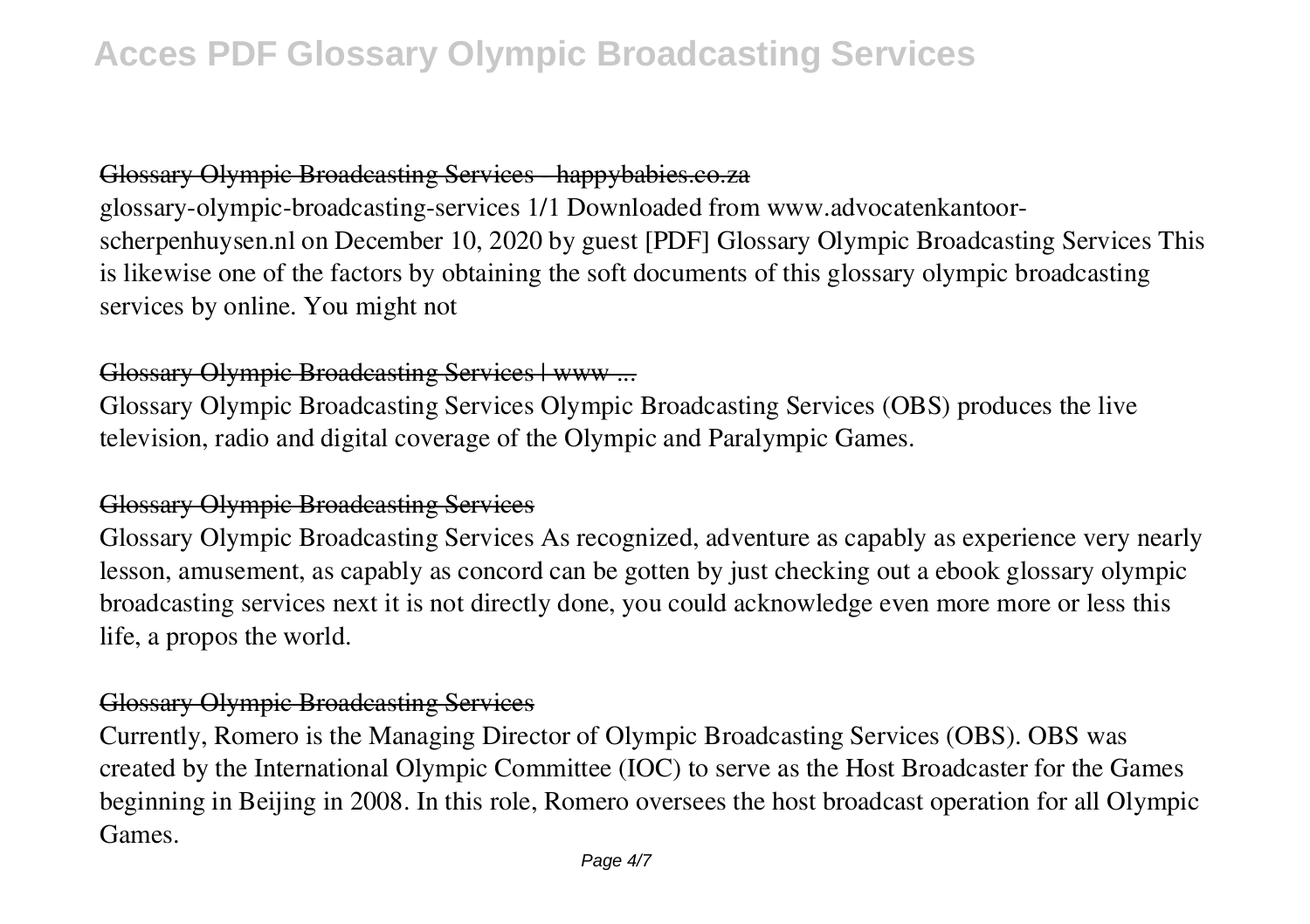## Glossary Olympic Broadcasting Services - happybabies.co.za

glossary-olympic-broadcasting-services 1/1 Downloaded from www.advocatenkantoor-scherpenhuysen.nl on December 10, 2020 by guest [PDF] Glossary Olympic Broadcasting Services This is likewise one of the factors by obtaining the soft documents of this glossary olympic broadcasting services by online. You might not

## Glossary Olympic Broadcasting Services | www ...

Glossary Olympic Broadcasting Services Olympic Broadcasting Services (OBS) produces the live television, radio and digital coverage of the Olympic and Paralympic Games.

## Glossary Olympic Broadcasting Services

Glossary Olympic Broadcasting Services As recognized, adventure as capably as experience very nearly lesson, amusement, as capably as concord can be gotten by just checking out a ebook glossary olympic broadcasting services next it is not directly done, you could acknowledge even more more or less this life, a propos the world.

## Glossary Olympic Broadcasting Services

Currently, Romero is the Managing Director of Olympic Broadcasting Services (OBS). OBS was created by the International Olympic Committee (IOC) to serve as the Host Broadcaster for the Games beginning in Beijing in 2008. In this role, Romero oversees the host broadcast operation for all Olympic Games.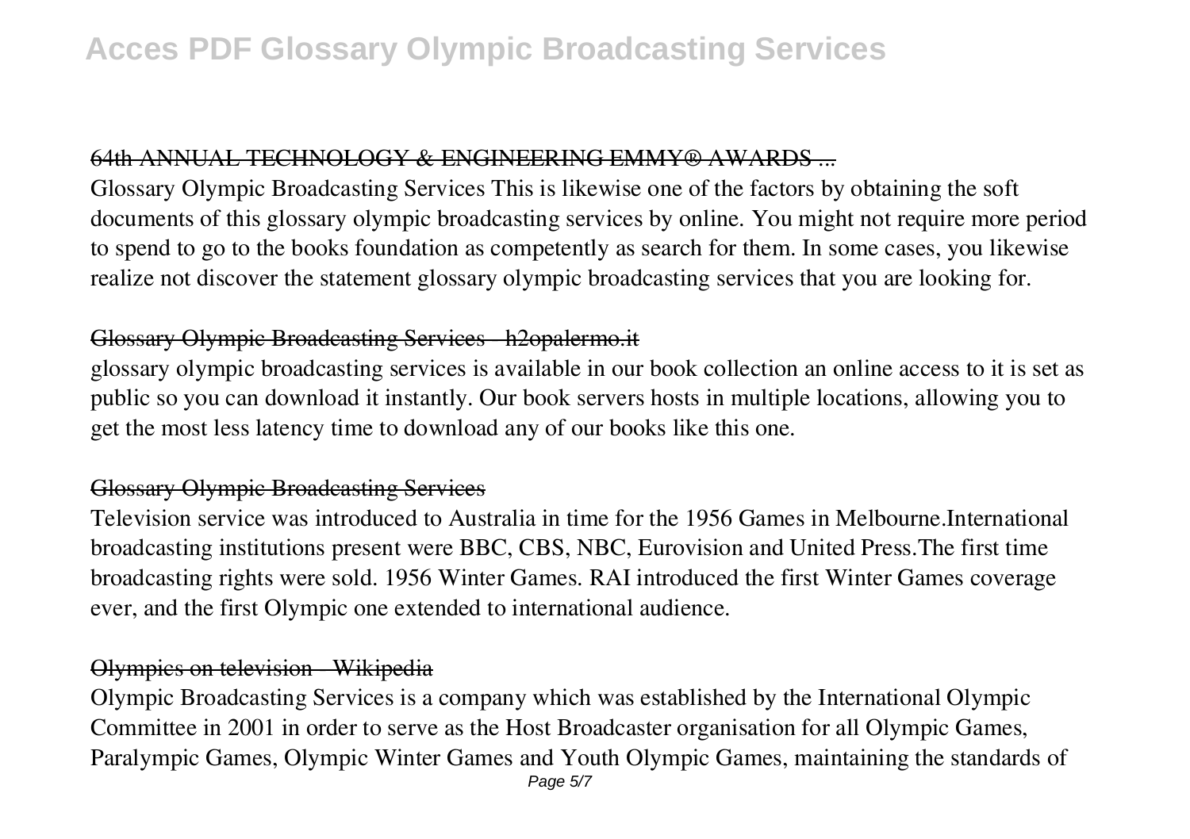## 64th ANNUAL TECHNOLOGY & ENGINEERING EMMY® AWARDS ...

Glossary Olympic Broadcasting Services This is likewise one of the factors by obtaining the soft documents of this glossary olympic broadcasting services by online. You might not require more period to spend to go to the books foundation as competently as search for them. In some cases, you likewise realize not discover the statement glossary olympic broadcasting services that you are looking for.

## Glossary Olympic Broadcasting Services - h2opalermo.it

glossary olympic broadcasting services is available in our book collection an online access to it is set as public so you can download it instantly. Our book servers hosts in multiple locations, allowing you to get the most less latency time to download any of our books like this one.

## Glossary Olympic Broadcasting Services

Television service was introduced to Australia in time for the 1956 Games in Melbourne.International broadcasting institutions present were BBC, CBS, NBC, Eurovision and United Press.The first time broadcasting rights were sold. 1956 Winter Games. RAI introduced the first Winter Games coverage ever, and the first Olympic one extended to international audience.

## Olympics on television - Wikipedia

Olympic Broadcasting Services is a company which was established by the International Olympic Committee in 2001 in order to serve as the Host Broadcaster organisation for all Olympic Games, Paralympic Games, Olympic Winter Games and Youth Olympic Games, maintaining the standards of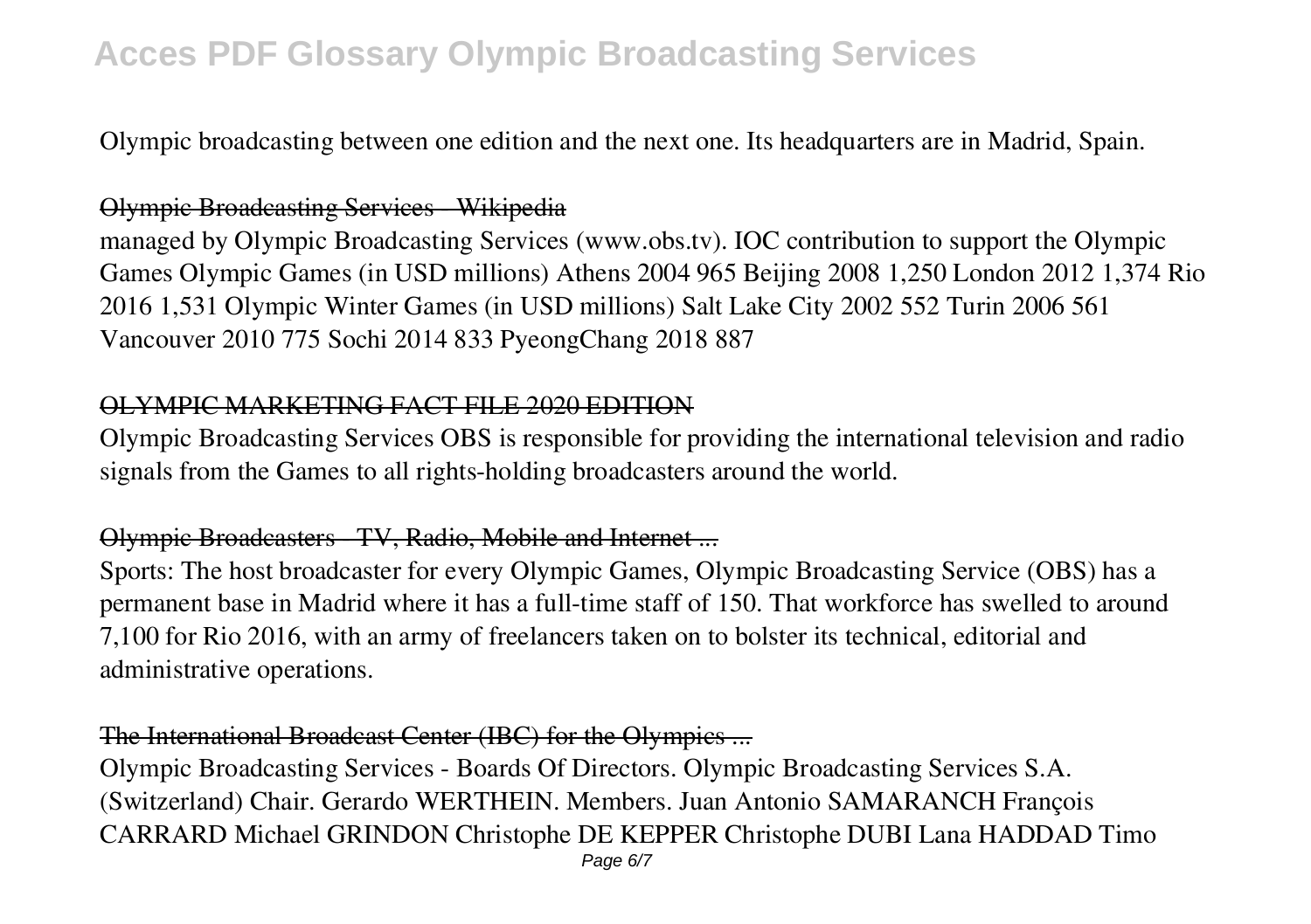Olympic broadcasting between one edition and the next one. Its headquarters are in Madrid, Spain.

## Olympic Broadcasting Services - Wikipedia

managed by Olympic Broadcasting Services (www.obs.tv). IOC contribution to support the Olympic Games Olympic Games (in USD millions) Athens 2004 965 Beijing 2008 1,250 London 2012 1,374 Rio 2016 1,531 Olympic Winter Games (in USD millions) Salt Lake City 2002 552 Turin 2006 561 Vancouver 2010 775 Sochi 2014 833 PyeongChang 2018 887

## OLYMPIC MARKETING FACT FILE 2020 EDITION

Olympic Broadcasting Services OBS is responsible for providing the international television and radio signals from the Games to all rights-holding broadcasters around the world.

## Olympic Broadcasters - TV, Radio, Mobile and Internet ...

Sports: The host broadcaster for every Olympic Games, Olympic Broadcasting Service (OBS) has a permanent base in Madrid where it has a full-time staff of 150. That workforce has swelled to around 7,100 for Rio 2016, with an army of freelancers taken on to bolster its technical, editorial and administrative operations.

## The International Broadcast Center (IBC) for the Olympics ...

Olympic Broadcasting Services - Boards Of Directors. Olympic Broadcasting Services S.A. (Switzerland) Chair. Gerardo WERTHEIN. Members. Juan Antonio SAMARANCH François CARRARD Michael GRINDON Christophe DE KEPPER Christophe DUBI Lana HADDAD Timo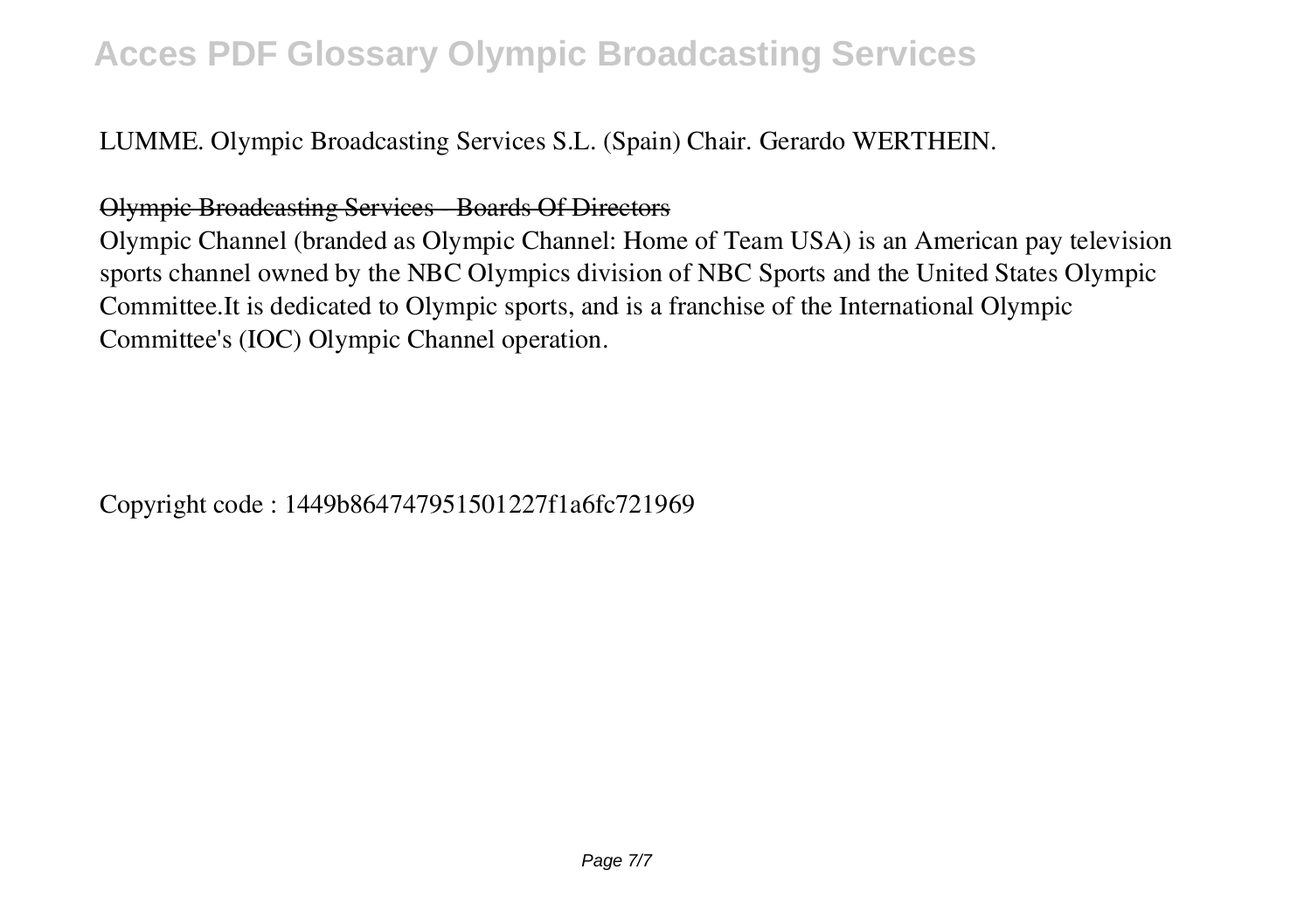LUMME. Olympic Broadcasting Services S.L. (Spain) Chair. Gerardo WERTHEIN.

Olympic Broadcasting Services - Boards Of Directors

Olympic Channel (branded as Olympic Channel: Home of Team USA) is an American pay television sports channel owned by the NBC Olympics division of NBC Sports and the United States Olympic Committee.It is dedicated to Olympic sports, and is a franchise of the International Olympic Committee's (IOC) Olympic Channel operation.

Copyright code : 1449b864747951501227f1a6fc721969